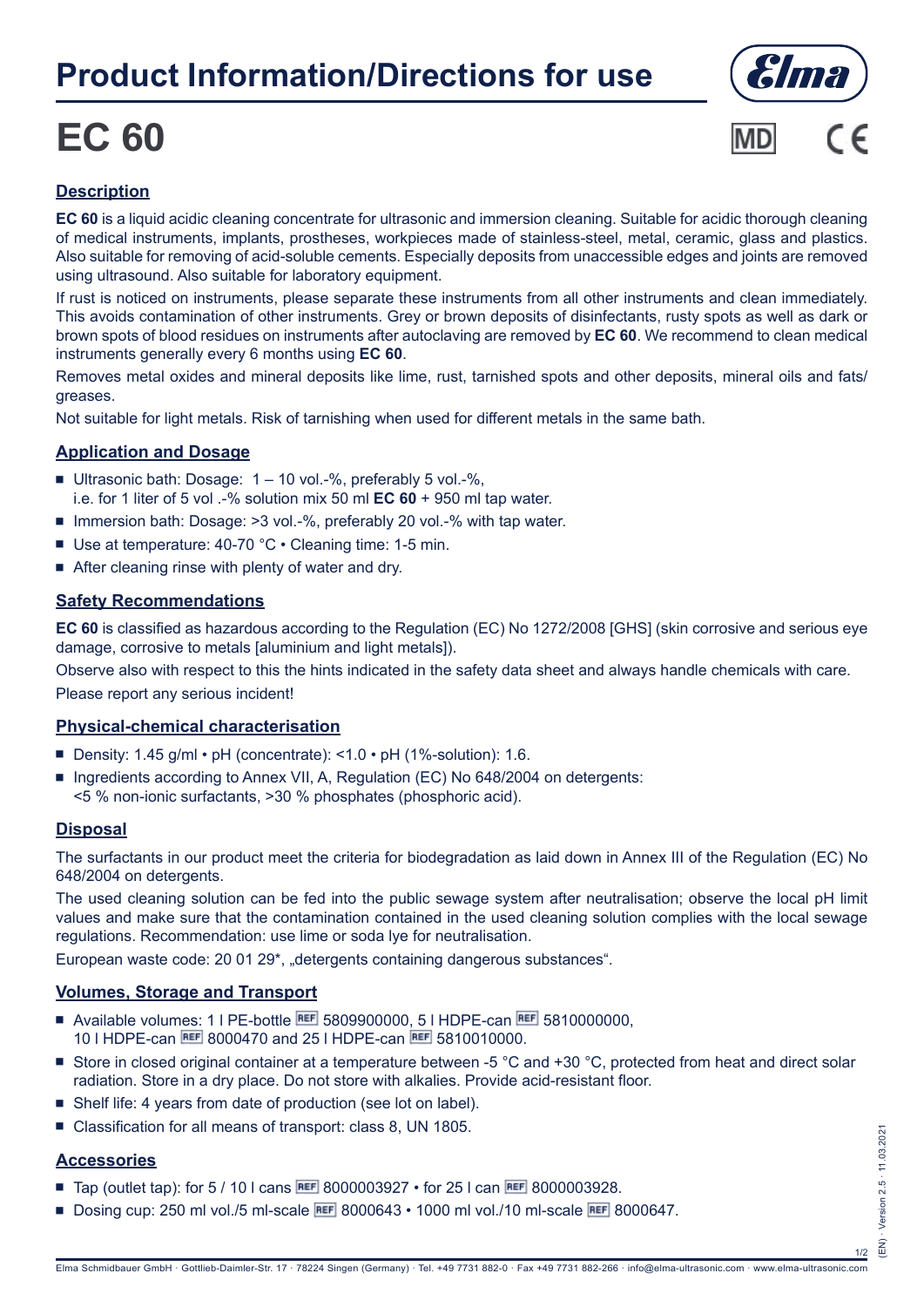# Product Information/Directions for use

# EC 60

## Description

**EC 60** is a liquid acidic cleaning concentrate for ultrasonic and immersion cleaning. Suitable for acidic thorough cleaning of medical instruments, implants, prostheses, workpieces made of stainless-steel, metal, ceramic, glass and plastics. Also suitable for removing of acid-soluble cements. Especially deposits from unaccessible edges and joints are removed using ultrasound. Also suitable for laboratory equipment.

If rust is noticed on instruments, please separate these instruments from all other instruments and clean immediately. This avoids contamination of other instruments. Grey or brown deposits of disinfectants, rusty spots as well as dark or brown spots of blood residues on instruments after autoclaving are removed by **EC 60**. We recommend to clean medical instruments generally every 6 months using **EC 60**.

Removes metal oxides and mineral deposits like lime, rust, tarnished spots and other deposits, mineral oils and fats/greases.

Not suitable for light metals. Risk of tarnishing when used for different metals in the same bath.

## Application and Dosage

- Ultrasonic bath: Dosage: 1 – 10 vol.-%, preferably 5 vol.-%, i.e. for 1 liter of 5 vol .-% solution mix 50 ml **EC 60** + 950 ml tap water.
- Immersion bath: Dosage: >3 vol.-%, preferably 20 vol.-% with tap water.
- Use at temperature: 40-70 °C • Cleaning time: 1-5 min.
- After cleaning rinse with plenty of water and dry.

## Safety Recommendations

**EC 60** is classified as hazardous according to the Regulation (EC) No 1272/2008 [GHS] (skin corrosive and serious eye damage, corrosive to metals [aluminium and light metals]).

Observe also with respect to this the hints indicated in the safety data sheet and always handle chemicals with care.

Please report any serious incident!

## Physical-chemical characterisation

- Density: 1.45 g/ml • pH (concentrate): <1.0 • pH (1%-solution): 1.6.
- Ingredients according to Annex VII, A, Regulation (EC) No 648/2004 on detergents: <5 % non-ionic surfactants, >30 % phosphates (phosphoric acid).

## Disposal

The surfactants in our product meet the criteria for biodegradation as laid down in Annex III of the Regulation (EC) No 648/2004 on detergents.

The used cleaning solution can be fed into the public sewage system after neutralisation; observe the local pH limit values and make sure that the contamination contained in the used cleaning solution complies with the local sewage regulations. Recommendation: use lime or soda lye for neutralisation.

European waste code: 20 01 29*, „detergents containing dangerous substances".

## Volumes, Storage and Transport

- Available volumes: 1 l PE-bottle REF 5809900000, 5 l HDPE-can REF 5810000000, 10 l HDPE-can REF 8000470 and 25 l HDPE-can REF 5810010000.
- Store in closed original container at a temperature between -5 °C and +30 °C, protected from heat and direct solar radiation. Store in a dry place. Do not store with alkalies. Provide acid-resistant floor.
- Shelf life: 4 years from date of production (see lot on label).
- Classification for all means of transport: class 8, UN 1805.

## Accessories

- Tap (outlet tap): for 5 / 10 l cans REF 8000003927 • for 25 l can REF 8000003928.
- Dosing cup: 250 ml vol./5 ml-scale REF 8000643 • 1000 ml vol./10 ml-scale REF 8000647.

(EN) · Version 2.5 · 11.03.2021

Elma Schmidbauer GmbH · Gottlieb-Daimler-Str. 17 · 78224 Singen (Germany) · Tel. +49 7731 882-0 · Fax +49 7731 882-266 · info@elma-ultrasonic.com · www.elma-ultrasonic.com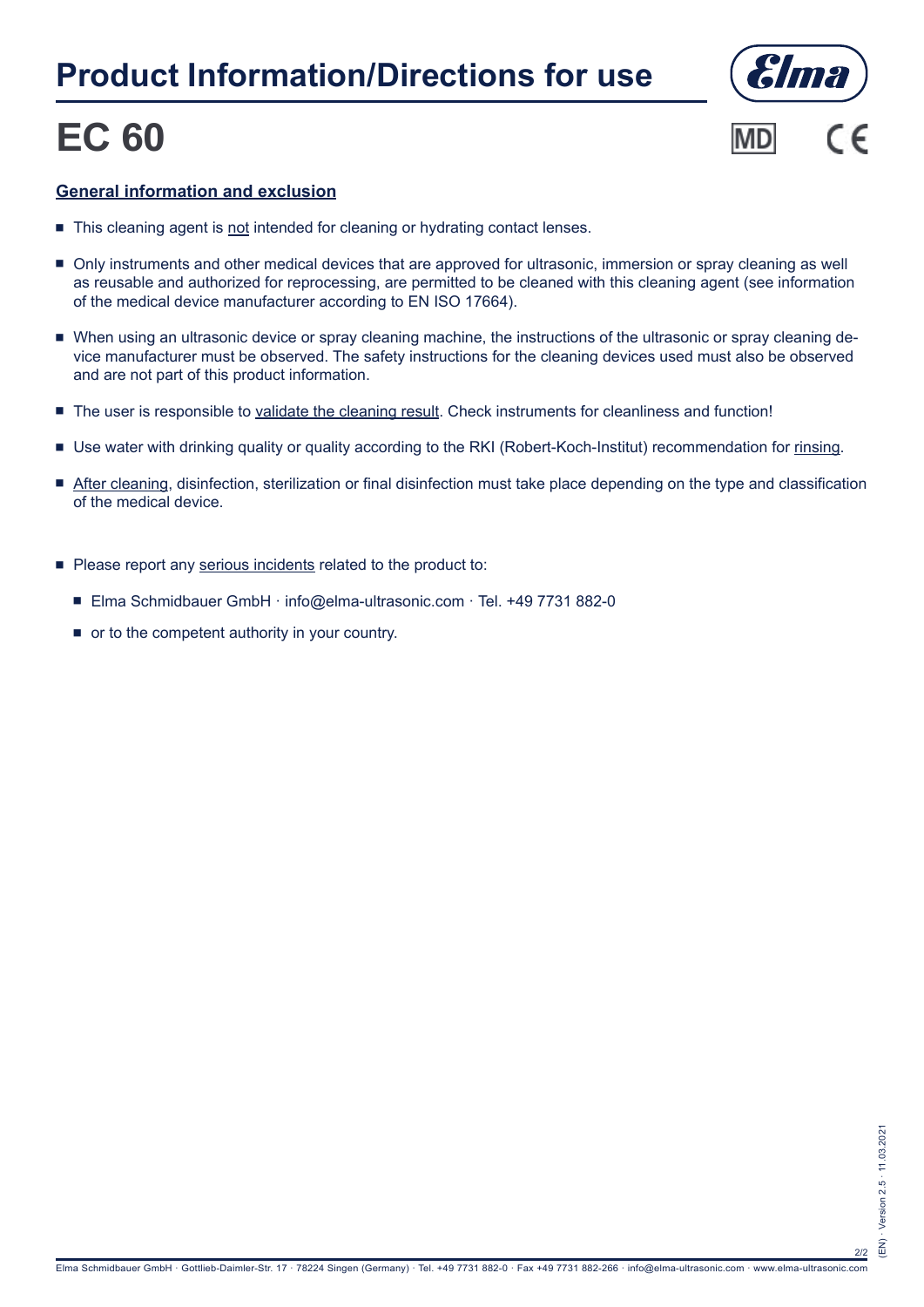# Product Information/Directions for use

# EC 60

## General information and exclusion

- This cleaning agent is not intended for cleaning or hydrating contact lenses.
- Only instruments and other medical devices that are approved for ultrasonic, immersion or spray cleaning as well as reusable and authorized for reprocessing, are permitted to be cleaned with this cleaning agent (see information of the medical device manufacturer according to EN ISO 17664).
- When using an ultrasonic device or spray cleaning machine, the instructions of the ultrasonic or spray cleaning device manufacturer must be observed. The safety instructions for the cleaning devices used must also be observed and are not part of this product information.
- The user is responsible to validate the cleaning result. Check instruments for cleanliness and function!
- Use water with drinking quality or quality according to the RKI (Robert-Koch-Institut) recommendation for rinsing.
- After cleaning, disinfection, sterilization or final disinfection must take place depending on the type and classification of the medical device.

- Please report any serious incidents related to the product to:
  - Elma Schmidbauer GmbH · info@elma-ultrasonic.com · Tel. +49 7731 882-0
  - or to the competent authority in your country.

(EN) · Version 2.5 · 11.03.2021

Elma Schmidbauer GmbH · Gottlieb-Daimler-Str. 17 · 78224 Singen (Germany) · Tel. +49 7731 882-0 · Fax +49 7731 882-266 · info@elma-ultrasonic.com · www.elma-ultrasonic.com